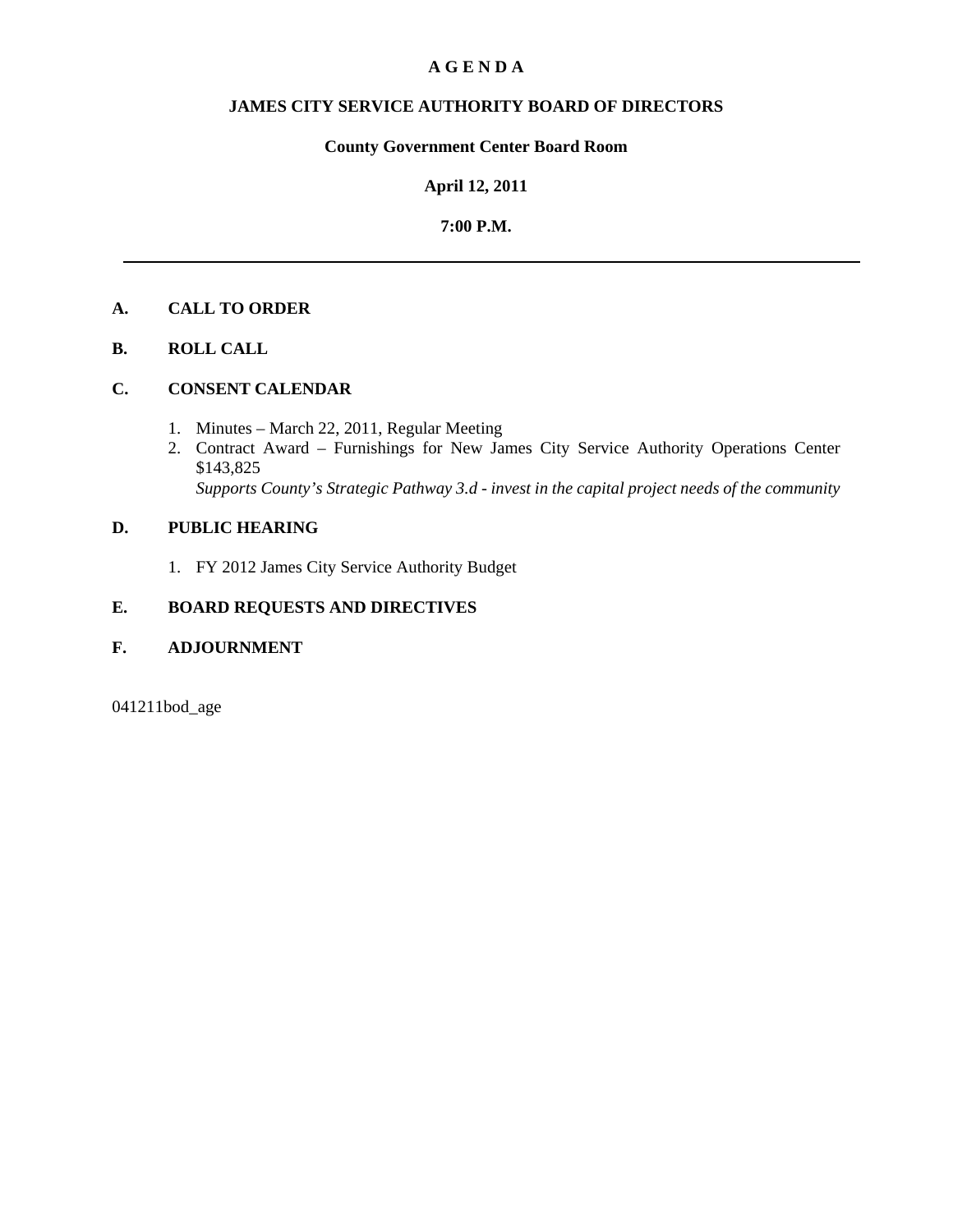# A G E N D A

## JAMES CITY SERVICE AUTHORITY BOARD OF DIRECTORS

**County Government Center Board Room**

**April 12, 2011**

**7:00 P.M.**

---

**A. CALL TO ORDER**

**B. ROLL CALL**

**C. CONSENT CALENDAR**

1. Minutes – March 22, 2011, Regular Meeting
2. Contract Award – Furnishings for New James City Service Authority Operations Center $143,825
   *Supports County's Strategic Pathway 3.d - invest in the capital project needs of the community*

**D. PUBLIC HEARING**

1. FY 2012 James City Service Authority Budget

**E. BOARD REQUESTS AND DIRECTIVES**

**F. ADJOURNMENT**

041211bod_age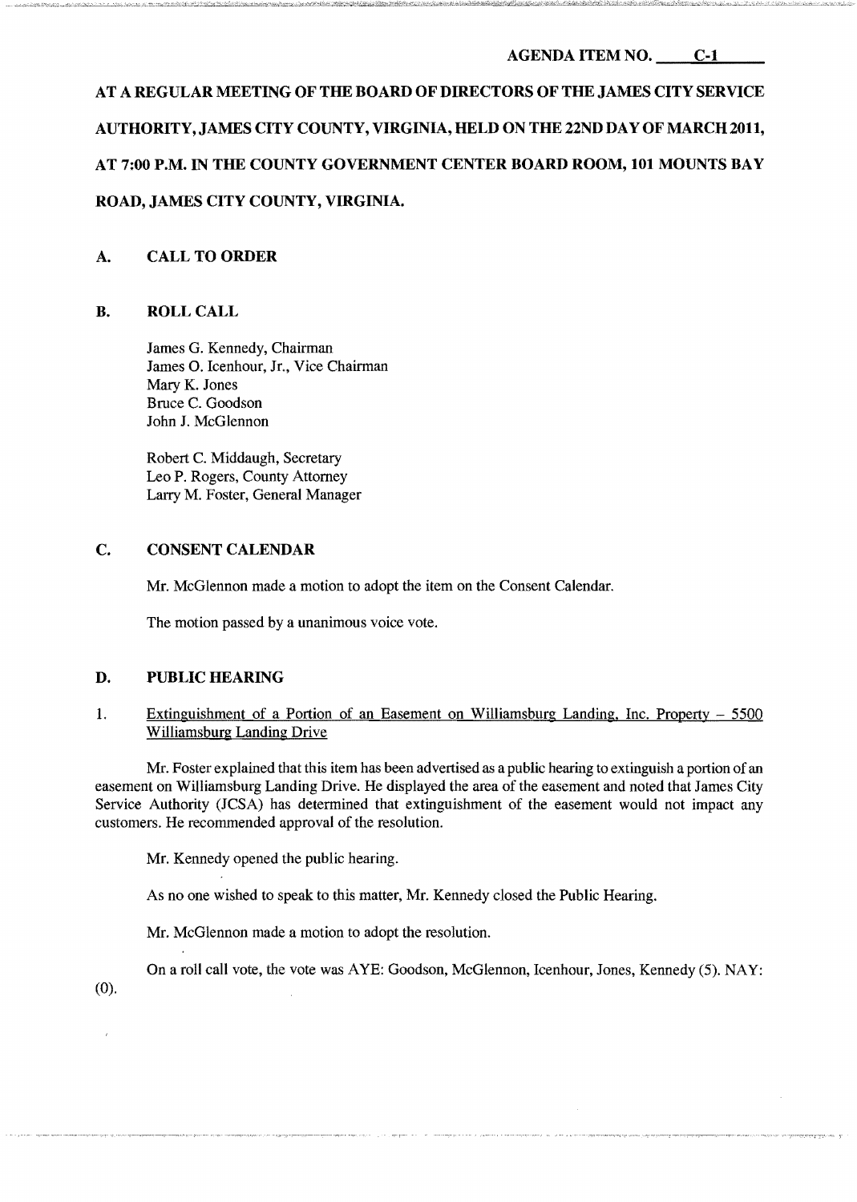AGENDA ITEM NO. C-1

**AT A REGULAR MEETING OF THE BOARD OF DIRECTORS OF THE JAMES CITY SERVICE AUTHORITY, JAMES CITY COUNTY, VIRGINIA, HELD ON THE 22ND DAY OF MARCH 2011, AT 7:00 P.M. IN THE COUNTY GOVERNMENT CENTER BOARD ROOM, 101 MOUNTS BAY ROAD, JAMES CITY COUNTY, VIRGINIA.**

## A. CALL TO ORDER

## B. ROLL CALL

James G. Kennedy, Chairman
James O. Icenhour, Jr., Vice Chairman
Mary K. Jones
Bruce C. Goodson
John J. McGlennon

Robert C. Middaugh, Secretary
Leo P. Rogers, County Attorney
Larry M. Foster, General Manager

## C. CONSENT CALENDAR

Mr. McGlennon made a motion to adopt the item on the Consent Calendar.

The motion passed by a unanimous voice vote.

## D. PUBLIC HEARING

1. Extinguishment of a Portion of an Easement on Williamsburg Landing, Inc. Property – 5500 Williamsburg Landing Drive

Mr. Foster explained that this item has been advertised as a public hearing to extinguish a portion of an easement on Williamsburg Landing Drive. He displayed the area of the easement and noted that James City Service Authority (JCSA) has determined that extinguishment of the easement would not impact any customers. He recommended approval of the resolution.

Mr. Kennedy opened the public hearing.

As no one wished to speak to this matter, Mr. Kennedy closed the Public Hearing.

Mr. McGlennon made a motion to adopt the resolution.

On a roll call vote, the vote was AYE: Goodson, McGlennon, Icenhour, Jones, Kennedy (5). NAY: (0).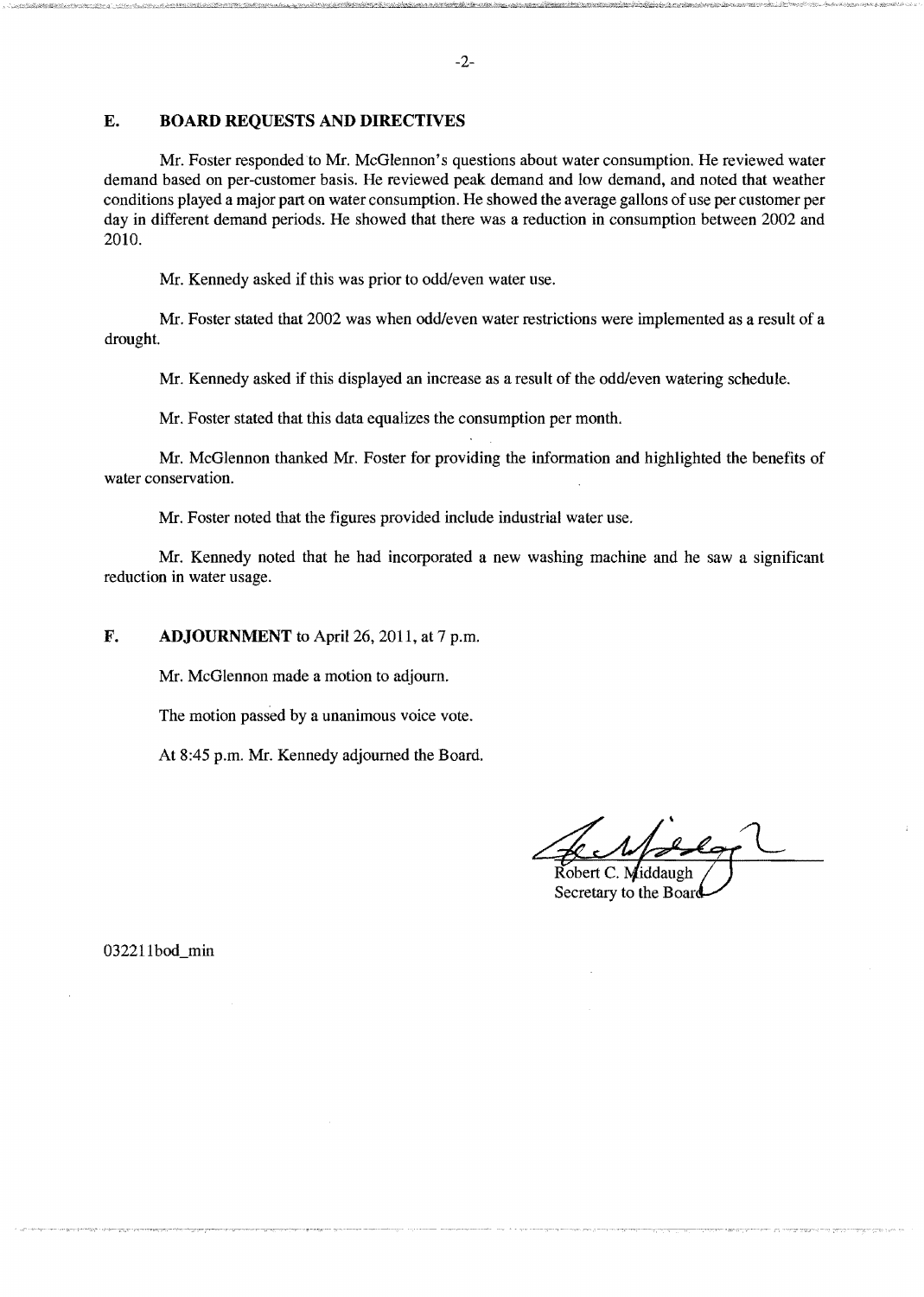## E. BOARD REQUESTS AND DIRECTIVES

Mr. Foster responded to Mr. McGlennon's questions about water consumption. He reviewed water demand based on per-customer basis. He reviewed peak demand and low demand, and noted that weather conditions played a major part on water consumption. He showed the average gallons of use per customer per day in different demand periods. He showed that there was a reduction in consumption between 2002 and 2010.

Mr. Kennedy asked if this was prior to odd/even water use.

Mr. Foster stated that 2002 was when odd/even water restrictions were implemented as a result of a drought.

Mr. Kennedy asked if this displayed an increase as a result of the odd/even watering schedule.

Mr. Foster stated that this data equalizes the consumption per month.

Mr. McGlennon thanked Mr. Foster for providing the information and highlighted the benefits of water conservation.

Mr. Foster noted that the figures provided include industrial water use.

Mr. Kennedy noted that he had incorporated a new washing machine and he saw a significant reduction in water usage.

## F. ADJOURNMENT to April 26, 2011, at 7 p.m.

Mr. McGlennon made a motion to adjourn.

The motion passed by a unanimous voice vote.

At 8:45 p.m. Mr. Kennedy adjourned the Board.

Robert C. Middaugh
Secretary to the Board

032211bod_min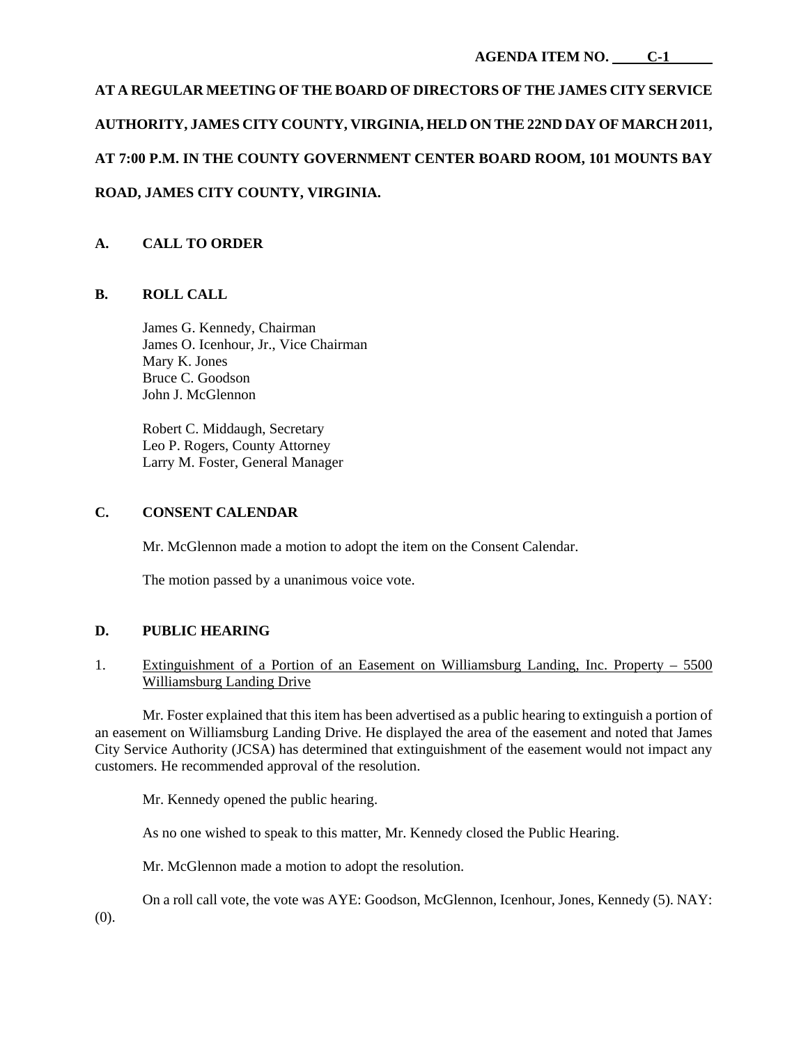AGENDA ITEM NO. C-1

**AT A REGULAR MEETING OF THE BOARD OF DIRECTORS OF THE JAMES CITY SERVICE AUTHORITY, JAMES CITY COUNTY, VIRGINIA, HELD ON THE 22ND DAY OF MARCH 2011, AT 7:00 P.M. IN THE COUNTY GOVERNMENT CENTER BOARD ROOM, 101 MOUNTS BAY ROAD, JAMES CITY COUNTY, VIRGINIA.**

## A. CALL TO ORDER

## B. ROLL CALL

James G. Kennedy, Chairman
James O. Icenhour, Jr., Vice Chairman
Mary K. Jones
Bruce C. Goodson
John J. McGlennon

Robert C. Middaugh, Secretary
Leo P. Rogers, County Attorney
Larry M. Foster, General Manager

## C. CONSENT CALENDAR

Mr. McGlennon made a motion to adopt the item on the Consent Calendar.

The motion passed by a unanimous voice vote.

## D. PUBLIC HEARING

1. Extinguishment of a Portion of an Easement on Williamsburg Landing, Inc. Property – 5500 Williamsburg Landing Drive

Mr. Foster explained that this item has been advertised as a public hearing to extinguish a portion of an easement on Williamsburg Landing Drive. He displayed the area of the easement and noted that James City Service Authority (JCSA) has determined that extinguishment of the easement would not impact any customers. He recommended approval of the resolution.

Mr. Kennedy opened the public hearing.

As no one wished to speak to this matter, Mr. Kennedy closed the Public Hearing.

Mr. McGlennon made a motion to adopt the resolution.

On a roll call vote, the vote was AYE: Goodson, McGlennon, Icenhour, Jones, Kennedy (5). NAY: (0).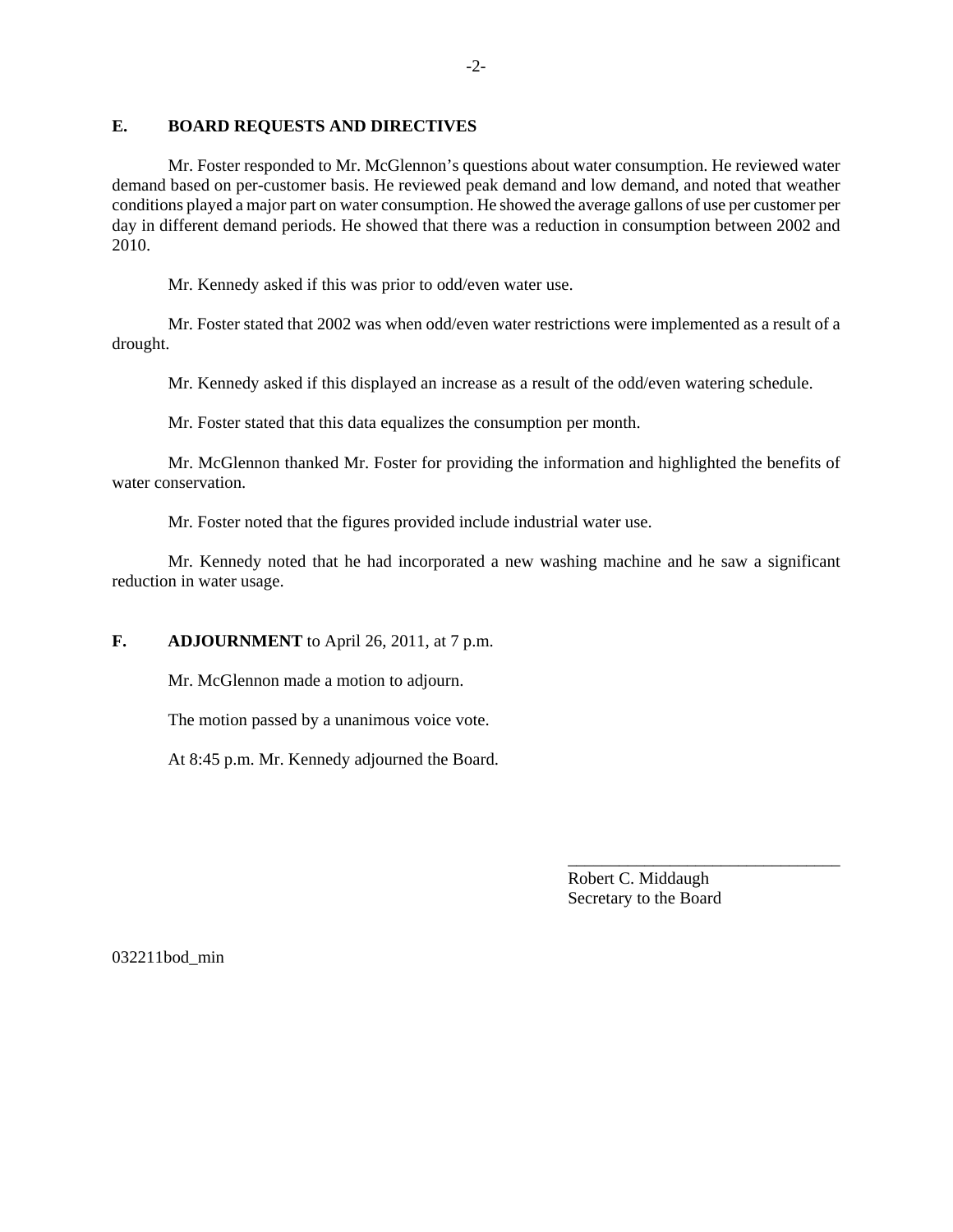## E. BOARD REQUESTS AND DIRECTIVES

Mr. Foster responded to Mr. McGlennon's questions about water consumption. He reviewed water demand based on per-customer basis. He reviewed peak demand and low demand, and noted that weather conditions played a major part on water consumption. He showed the average gallons of use per customer per day in different demand periods. He showed that there was a reduction in consumption between 2002 and 2010.

Mr. Kennedy asked if this was prior to odd/even water use.

Mr. Foster stated that 2002 was when odd/even water restrictions were implemented as a result of a drought.

Mr. Kennedy asked if this displayed an increase as a result of the odd/even watering schedule.

Mr. Foster stated that this data equalizes the consumption per month.

Mr. McGlennon thanked Mr. Foster for providing the information and highlighted the benefits of water conservation.

Mr. Foster noted that the figures provided include industrial water use.

Mr. Kennedy noted that he had incorporated a new washing machine and he saw a significant reduction in water usage.

## F. ADJOURNMENT to April 26, 2011, at 7 p.m.

Mr. McGlennon made a motion to adjourn.

The motion passed by a unanimous voice vote.

At 8:45 p.m. Mr. Kennedy adjourned the Board.

________________________________
Robert C. Middaugh
Secretary to the Board

032211bod_min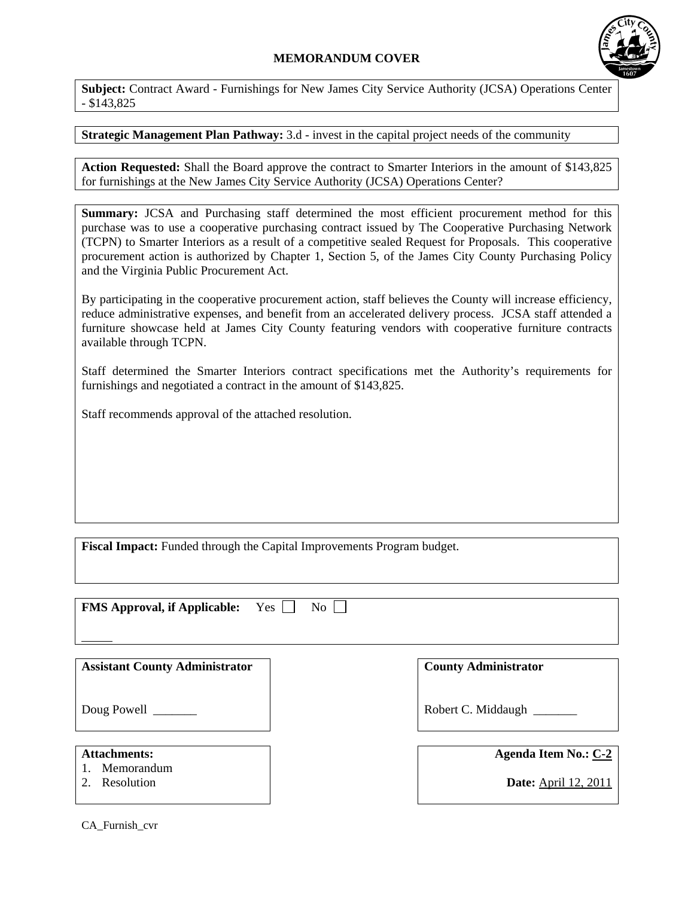# MEMORANDUM COVER

**Subject:** Contract Award - Furnishings for New James City Service Authority (JCSA) Operations Center - $143,825

**Strategic Management Plan Pathway:** 3.d - invest in the capital project needs of the community

**Action Requested:** Shall the Board approve the contract to Smarter Interiors in the amount of $143,825 for furnishings at the New James City Service Authority (JCSA) Operations Center?

**Summary:** JCSA and Purchasing staff determined the most efficient procurement method for this purchase was to use a cooperative purchasing contract issued by The Cooperative Purchasing Network (TCPN) to Smarter Interiors as a result of a competitive sealed Request for Proposals. This cooperative procurement action is authorized by Chapter 1, Section 5, of the James City County Purchasing Policy and the Virginia Public Procurement Act.

By participating in the cooperative procurement action, staff believes the County will increase efficiency, reduce administrative expenses, and benefit from an accelerated delivery process. JCSA staff attended a furniture showcase held at James City County featuring vendors with cooperative furniture contracts available through TCPN.

Staff determined the Smarter Interiors contract specifications met the Authority's requirements for furnishings and negotiated a contract in the amount of $143,825.

Staff recommends approval of the attached resolution.

**Fiscal Impact:** Funded through the Capital Improvements Program budget.

**FMS Approval, if Applicable:** Yes ☐ No ☐

_____

**Assistant County Administrator**

Doug Powell _______

**County Administrator**

Robert C. Middaugh _______

**Attachments:**
1. Memorandum
2. Resolution

**Agenda Item No.:** C-2

**Date:** April 12, 2011

CA_Furnish_cvr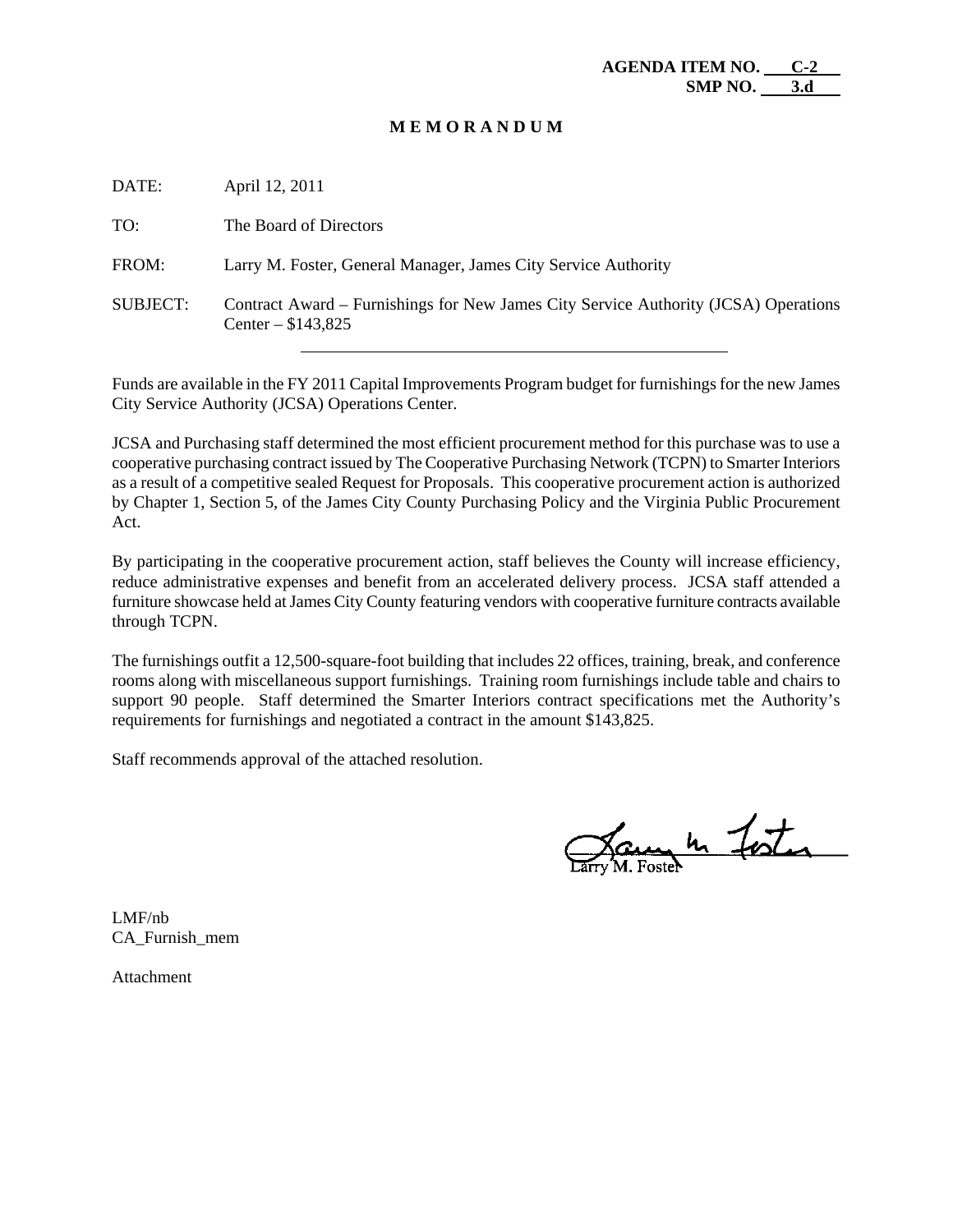**AGENDA ITEM NO. C-2**
**SMP NO. 3.d**

**M E M O R A N D U M**

DATE: April 12, 2011

TO: The Board of Directors

FROM: Larry M. Foster, General Manager, James City Service Authority

SUBJECT: Contract Award – Furnishings for New James City Service Authority (JCSA) Operations Center – $143,825

---

Funds are available in the FY 2011 Capital Improvements Program budget for furnishings for the new James City Service Authority (JCSA) Operations Center.

JCSA and Purchasing staff determined the most efficient procurement method for this purchase was to use a cooperative purchasing contract issued by The Cooperative Purchasing Network (TCPN) to Smarter Interiors as a result of a competitive sealed Request for Proposals. This cooperative procurement action is authorized by Chapter 1, Section 5, of the James City County Purchasing Policy and the Virginia Public Procurement Act.

By participating in the cooperative procurement action, staff believes the County will increase efficiency, reduce administrative expenses and benefit from an accelerated delivery process. JCSA staff attended a furniture showcase held at James City County featuring vendors with cooperative furniture contracts available through TCPN.

The furnishings outfit a 12,500-square-foot building that includes 22 offices, training, break, and conference rooms along with miscellaneous support furnishings. Training room furnishings include table and chairs to support 90 people. Staff determined the Smarter Interiors contract specifications met the Authority's requirements for furnishings and negotiated a contract in the amount $143,825.

Staff recommends approval of the attached resolution.

Larry M. Foster

LMF/nb
CA_Furnish_mem

Attachment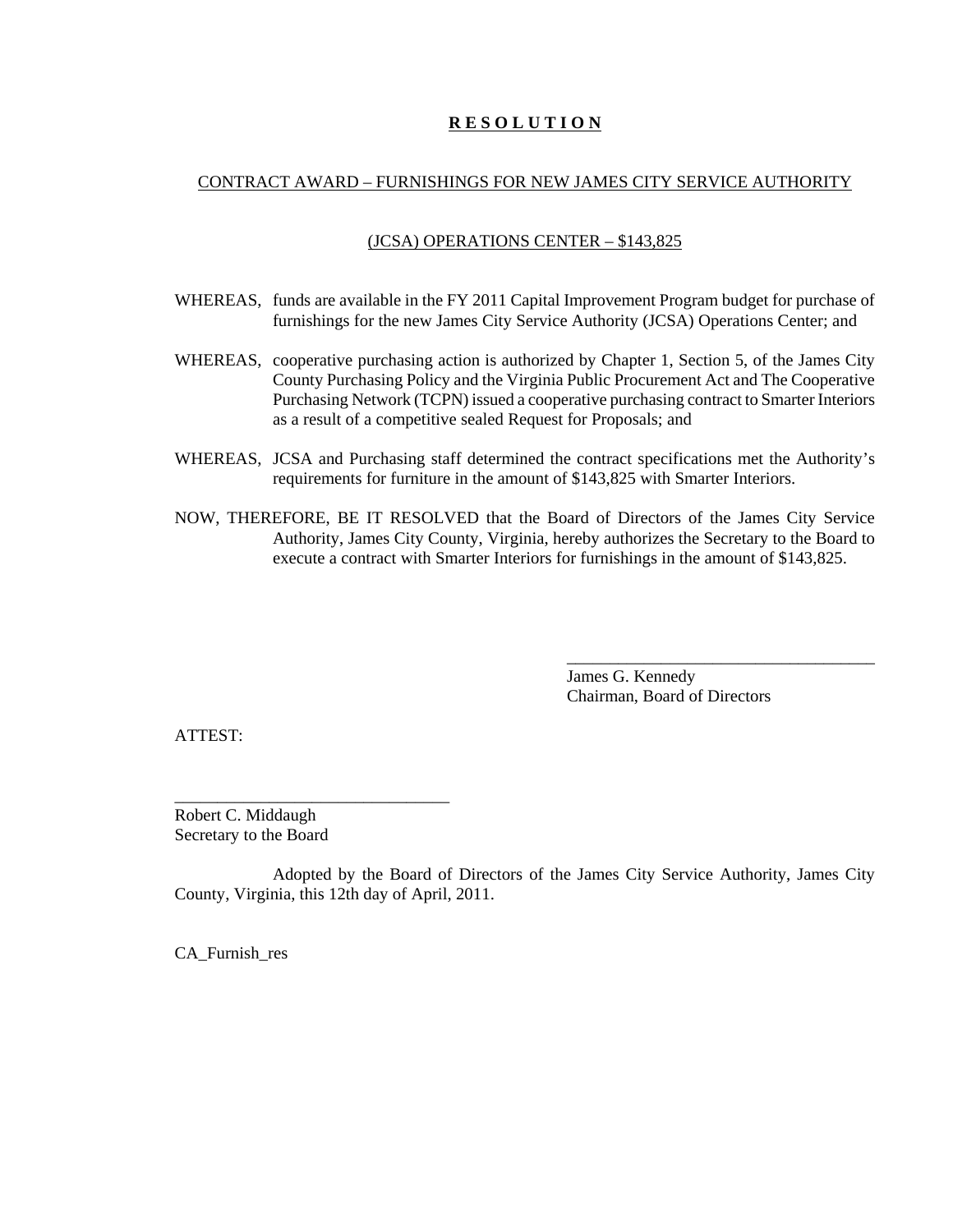# **R E S O L U T I O N**

CONTRACT AWARD – FURNISHINGS FOR NEW JAMES CITY SERVICE AUTHORITY

(JCSA) OPERATIONS CENTER – $143,825

WHEREAS, funds are available in the FY 2011 Capital Improvement Program budget for purchase of furnishings for the new James City Service Authority (JCSA) Operations Center; and

WHEREAS, cooperative purchasing action is authorized by Chapter 1, Section 5, of the James City County Purchasing Policy and the Virginia Public Procurement Act and The Cooperative Purchasing Network (TCPN) issued a cooperative purchasing contract to Smarter Interiors as a result of a competitive sealed Request for Proposals; and

WHEREAS, JCSA and Purchasing staff determined the contract specifications met the Authority's requirements for furniture in the amount of $143,825 with Smarter Interiors.

NOW, THEREFORE, BE IT RESOLVED that the Board of Directors of the James City Service Authority, James City County, Virginia, hereby authorizes the Secretary to the Board to execute a contract with Smarter Interiors for furnishings in the amount of $143,825.

_____________________________________
James G. Kennedy
Chairman, Board of Directors

ATTEST:

________________________________
Robert C. Middaugh
Secretary to the Board

Adopted by the Board of Directors of the James City Service Authority, James City County, Virginia, this 12th day of April, 2011.

CA_Furnish_res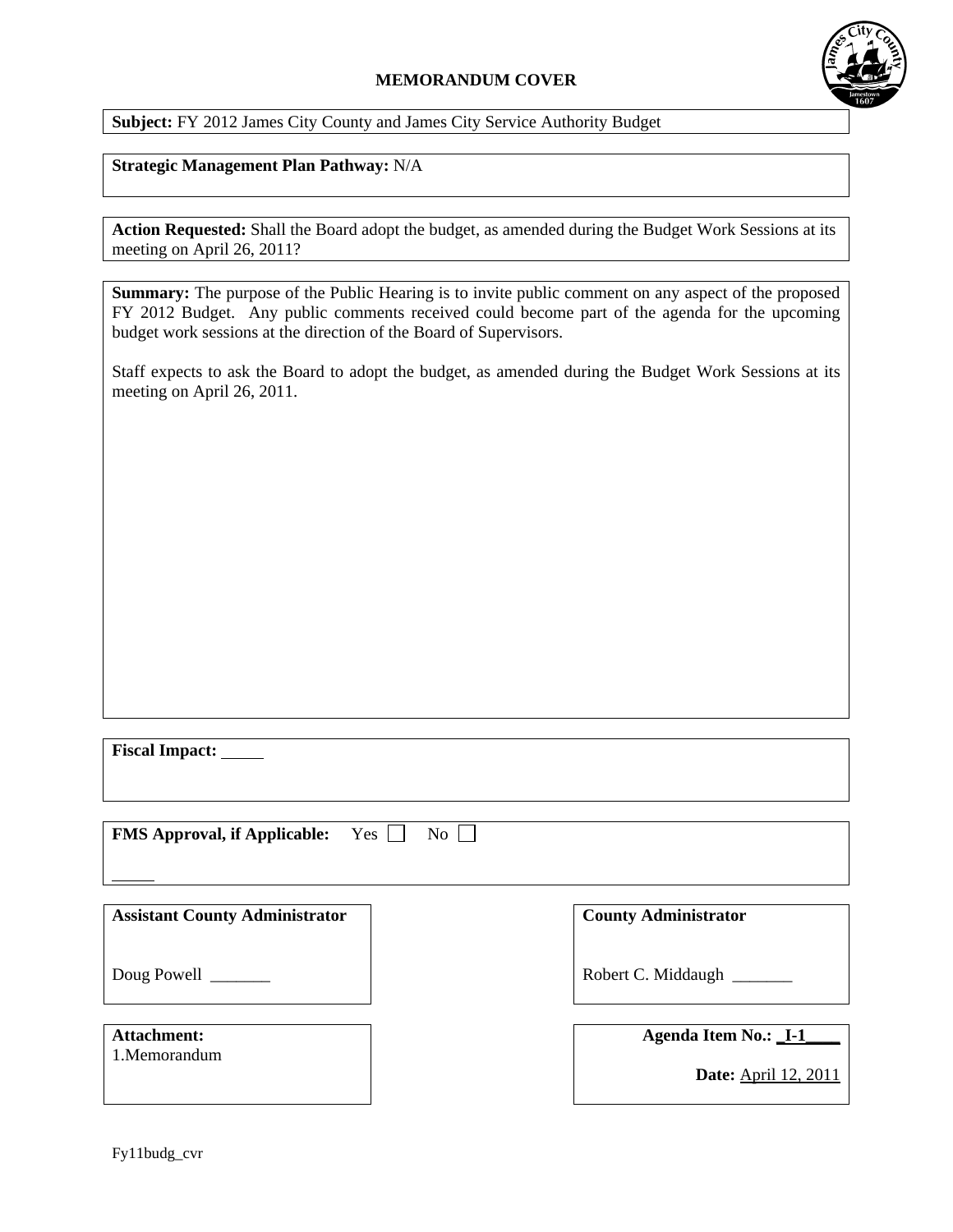# MEMORANDUM COVER

**Subject:** FY 2012 James City County and James City Service Authority Budget

**Strategic Management Plan Pathway:** N/A

**Action Requested:** Shall the Board adopt the budget, as amended during the Budget Work Sessions at its meeting on April 26, 2011?

**Summary:** The purpose of the Public Hearing is to invite public comment on any aspect of the proposed FY 2012 Budget. Any public comments received could become part of the agenda for the upcoming budget work sessions at the direction of the Board of Supervisors.

Staff expects to ask the Board to adopt the budget, as amended during the Budget Work Sessions at its meeting on April 26, 2011.

**Fiscal Impact:** _____

**FMS Approval, if Applicable:** Yes ☐ No ☐

_____

| | |
|---|---|
| **Assistant County Administrator**<br><br>Doug Powell _______ | **County Administrator**<br><br>Robert C. Middaugh _______ |
| **Attachment:**<br>1.Memorandum | **Agenda Item No.:** _I-1____<br><br>**Date:** April 12, 2011 |

Fy11budg_cvr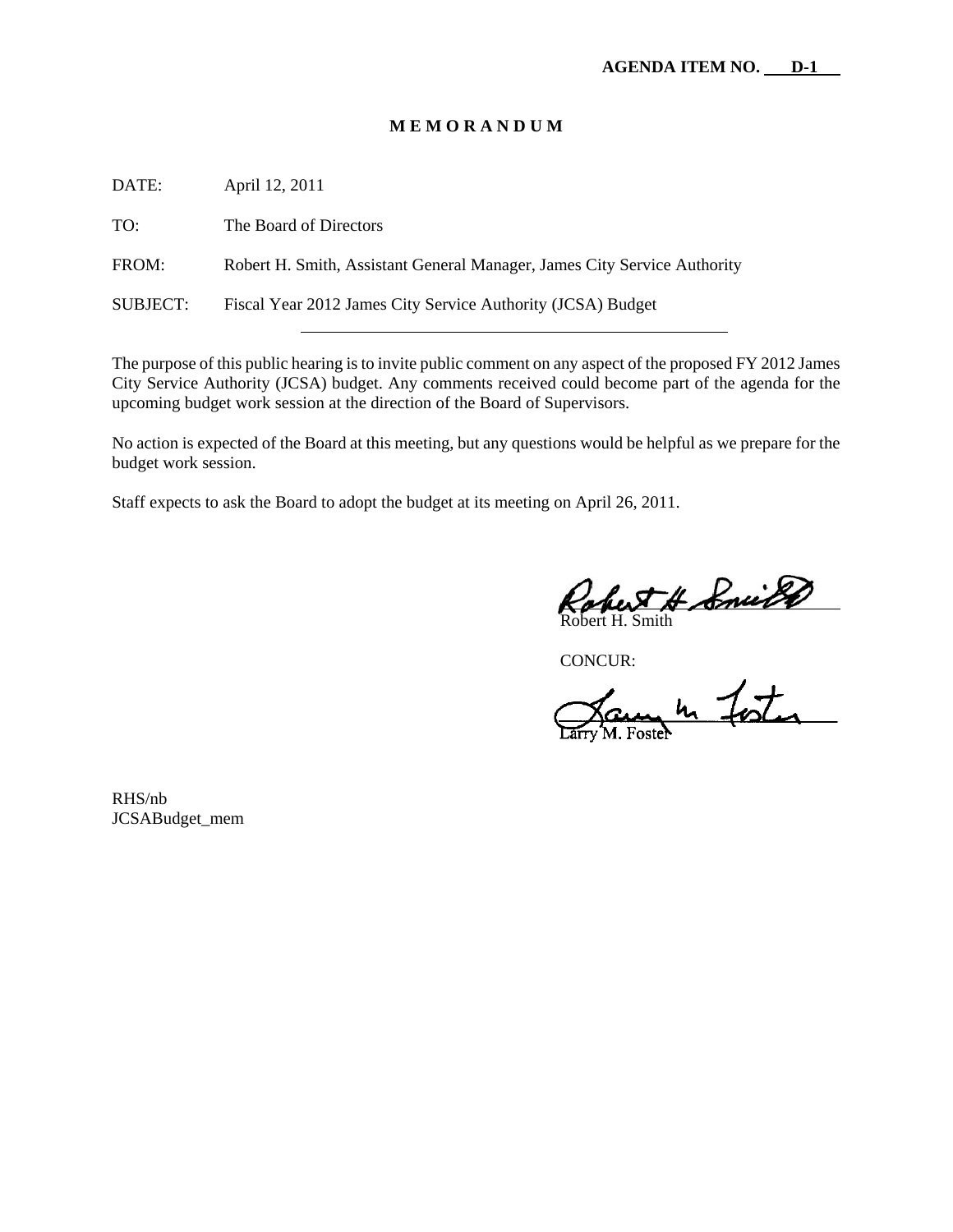**AGENDA ITEM NO. D-1**

**M E M O R A N D U M**

DATE: April 12, 2011

TO: The Board of Directors

FROM: Robert H. Smith, Assistant General Manager, James City Service Authority

SUBJECT: Fiscal Year 2012 James City Service Authority (JCSA) Budget

---

The purpose of this public hearing is to invite public comment on any aspect of the proposed FY 2012 James City Service Authority (JCSA) budget. Any comments received could become part of the agenda for the upcoming budget work session at the direction of the Board of Supervisors.

No action is expected of the Board at this meeting, but any questions would be helpful as we prepare for the budget work session.

Staff expects to ask the Board to adopt the budget at its meeting on April 26, 2011.

Robert H. Smith

CONCUR:

Larry M. Foster

RHS/nb
JCSABudget_mem